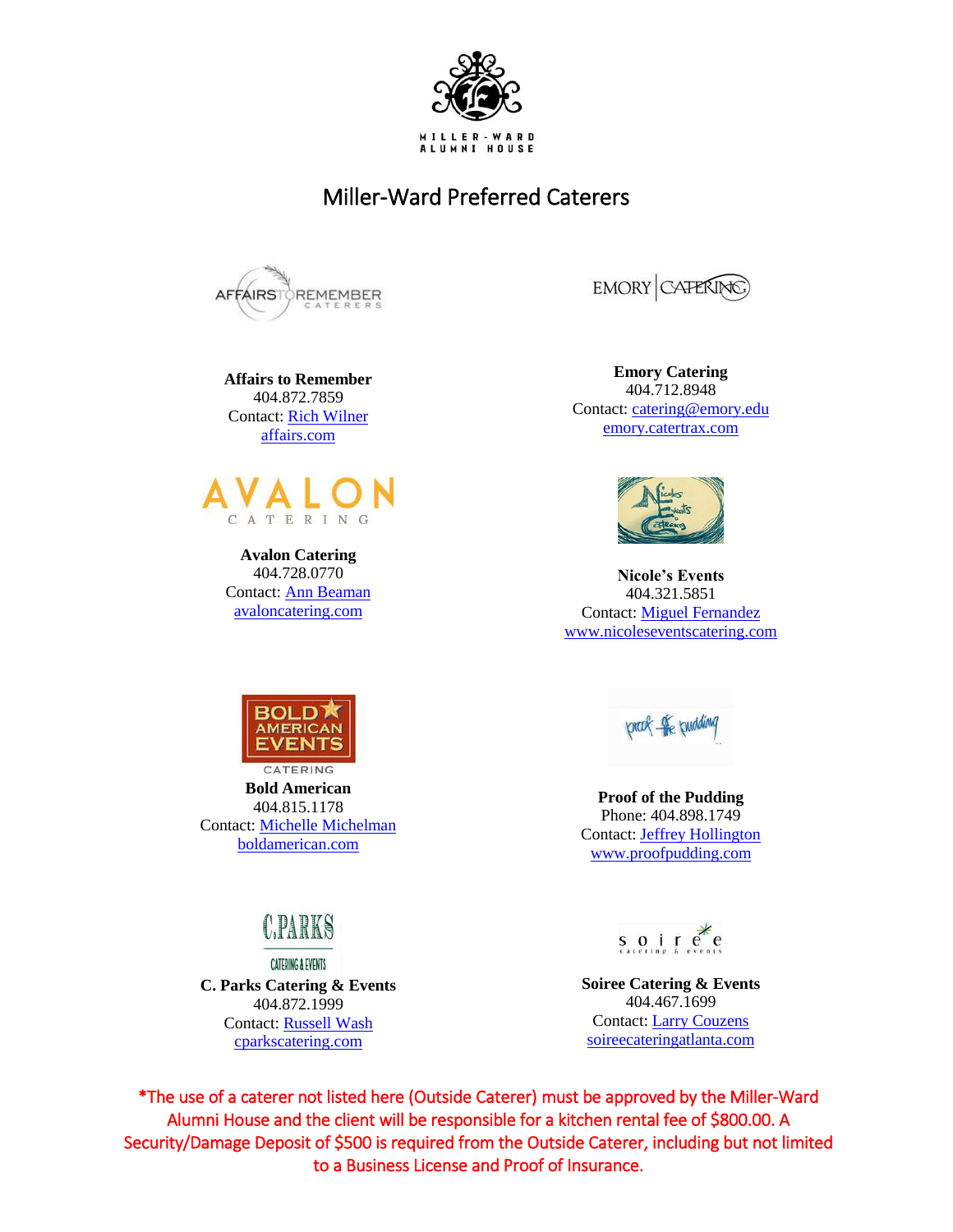MILLER-WARD ALUMNI HOUSE

# Miller-Ward Preferred Caterers

**Affairs to Remember**
404.872.7859
Contact: Rich Wilner
affairs.com

**Emory Catering**
404.712.8948
Contact: catering@emory.edu
emory.catertrax.com

**Avalon Catering**
404.728.0770
Contact: Ann Beaman
avaloncatering.com

**Nicole's Events**
404.321.5851
Contact: Miguel Fernandez
www.nicoleseventscatering.com

**Bold American**
404.815.1178
Contact: Michelle Michelman
boldamerican.com

**Proof of the Pudding**
Phone: 404.898.1749
Contact: Jeffrey Hollington
www.proofpudding.com

**C. Parks Catering & Events**
404.872.1999
Contact: Russell Wash
cparkscatering.com

**Soiree Catering & Events**
404.467.1699
Contact: Larry Couzens
soireecateringatlanta.com

*The use of a caterer not listed here (Outside Caterer) must be approved by the Miller-Ward Alumni House and the client will be responsible for a kitchen rental fee of $800.00. A Security/Damage Deposit of $500 is required from the Outside Caterer, including but not limited to a Business License and Proof of Insurance.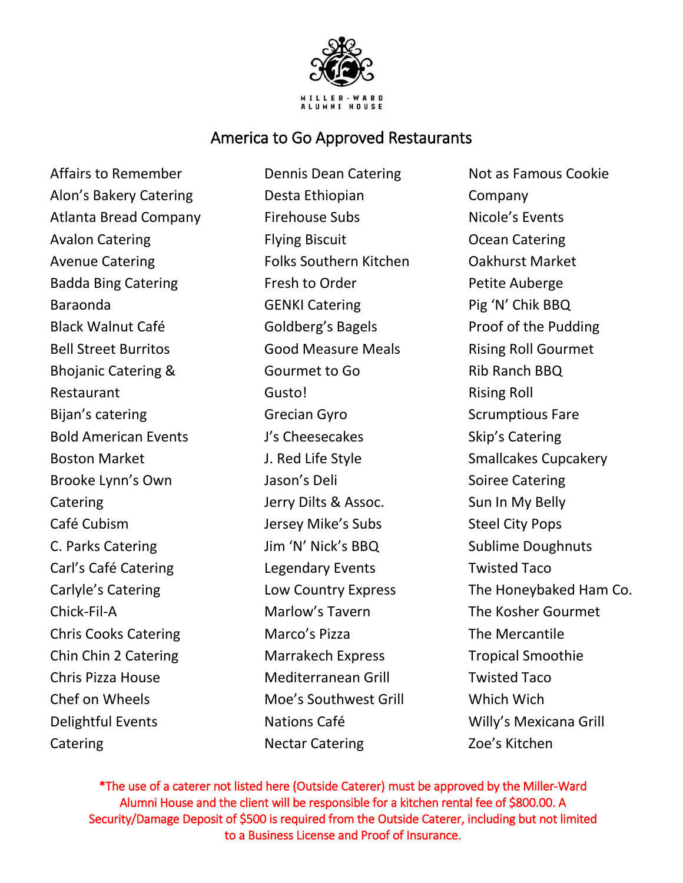MILLER-WARD ALUMNI HOUSE

# America to Go Approved Restaurants

Affairs to Remember
Alon's Bakery Catering
Atlanta Bread Company
Avalon Catering
Avenue Catering
Badda Bing Catering
Baraonda
Black Walnut Café
Bell Street Burritos
Bhojanic Catering & Restaurant
Bijan's catering
Bold American Events
Boston Market
Brooke Lynn's Own Catering
Café Cubism
C. Parks Catering
Carl's Café Catering
Carlyle's Catering
Chick-Fil-A
Chris Cooks Catering
Chin Chin 2 Catering
Chris Pizza House
Chef on Wheels
Delightful Events Catering

Dennis Dean Catering
Desta Ethiopian
Firehouse Subs
Flying Biscuit
Folks Southern Kitchen
Fresh to Order
GENKI Catering
Goldberg's Bagels
Good Measure Meals
Gourmet to Go
Gusto!
Grecian Gyro
J's Cheesecakes
J. Red Life Style
Jason's Deli
Jerry Dilts & Assoc.
Jersey Mike's Subs
Jim 'N' Nick's BBQ
Legendary Events
Low Country Express
Marlow's Tavern
Marco's Pizza
Marrakech Express
Mediterranean Grill
Moe's Southwest Grill
Nations Café
Nectar Catering

Not as Famous Cookie Company
Nicole's Events
Ocean Catering
Oakhurst Market
Petite Auberge
Pig 'N' Chik BBQ
Proof of the Pudding
Rising Roll Gourmet
Rib Ranch BBQ
Rising Roll
Scrumptious Fare
Skip's Catering
Smallcakes Cupcakery
Soiree Catering
Sun In My Belly
Steel City Pops
Sublime Doughnuts
Twisted Taco
The Honeybaked Ham Co.
The Kosher Gourmet
The Mercantile
Tropical Smoothie
Twisted Taco
Which Wich
Willy's Mexicana Grill
Zoe's Kitchen

*The use of a caterer not listed here (Outside Caterer) must be approved by the Miller-Ward Alumni House and the client will be responsible for a kitchen rental fee of $800.00. A Security/Damage Deposit of $500 is required from the Outside Caterer, including but not limited to a Business License and Proof of Insurance.